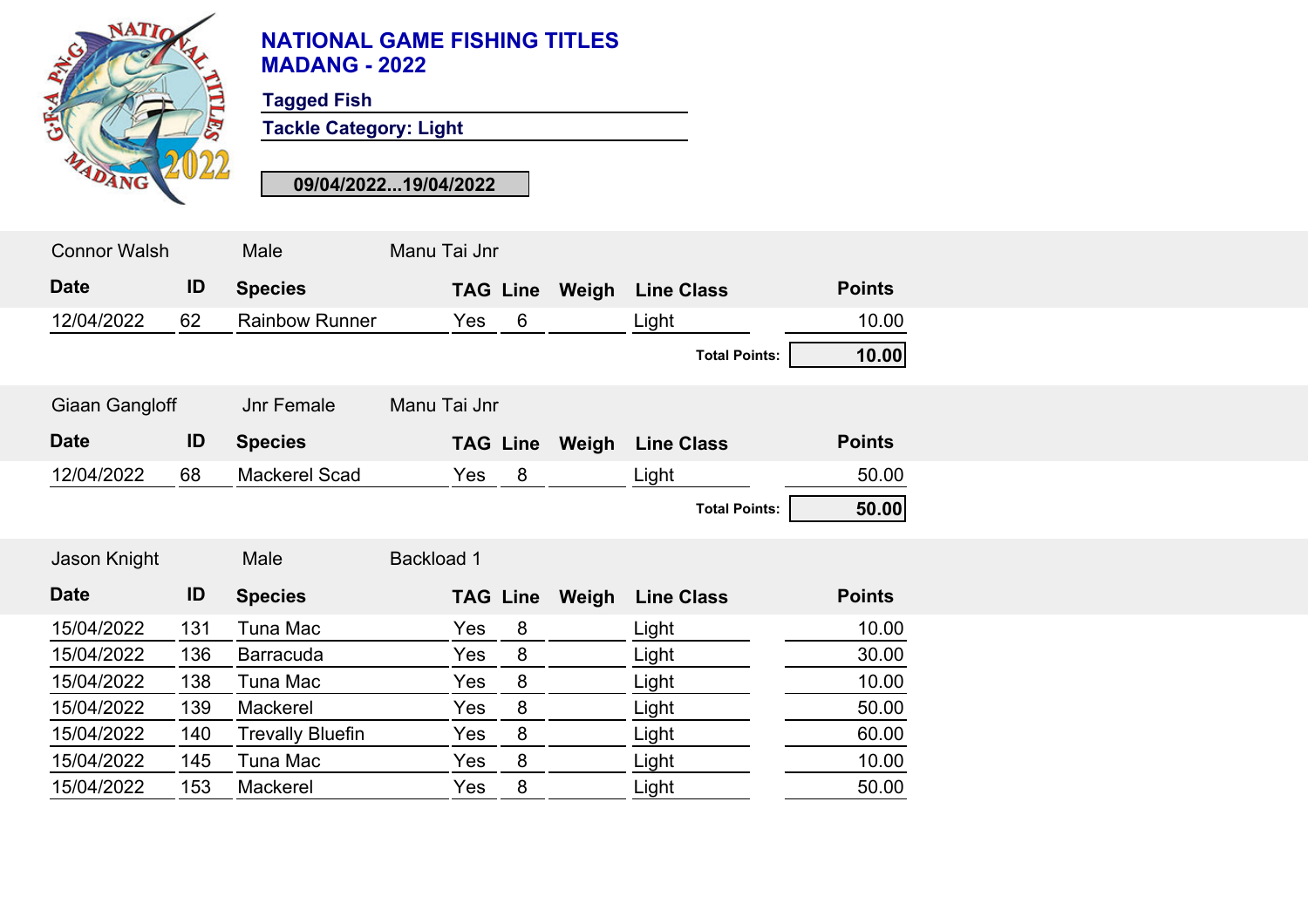# NATIONAL GAME FISHING TITLES
# MADANG - 2022

**Tagged Fish**

**Tackle Category: Light**

**09/04/2022...19/04/2022**

Connor Walsh | Male | Manu Tai Jnr

| Date | ID | Species | TAG | Line | Weigh | Line Class | Points |
|---|---|---|---|---|---|---|---|
| 12/04/2022 | 62 | Rainbow Runner | Yes | 6 | | Light | 10.00 |
| | | | | | | **Total Points:** | **10.00** |

Giaan Gangloff | Jnr Female | Manu Tai Jnr

| Date | ID | Species | TAG | Line | Weigh | Line Class | Points |
|---|---|---|---|---|---|---|---|
| 12/04/2022 | 68 | Mackerel Scad | Yes | 8 | | Light | 50.00 |
| | | | | | | **Total Points:** | **50.00** |

Jason Knight | Male | Backload 1

| Date | ID | Species | TAG | Line | Weigh | Line Class | Points |
|---|---|---|---|---|---|---|---|
| 15/04/2022 | 131 | Tuna Mac | Yes | 8 | | Light | 10.00 |
| 15/04/2022 | 136 | Barracuda | Yes | 8 | | Light | 30.00 |
| 15/04/2022 | 138 | Tuna Mac | Yes | 8 | | Light | 10.00 |
| 15/04/2022 | 139 | Mackerel | Yes | 8 | | Light | 50.00 |
| 15/04/2022 | 140 | Trevally Bluefin | Yes | 8 | | Light | 60.00 |
| 15/04/2022 | 145 | Tuna Mac | Yes | 8 | | Light | 10.00 |
| 15/04/2022 | 153 | Mackerel | Yes | 8 | | Light | 50.00 |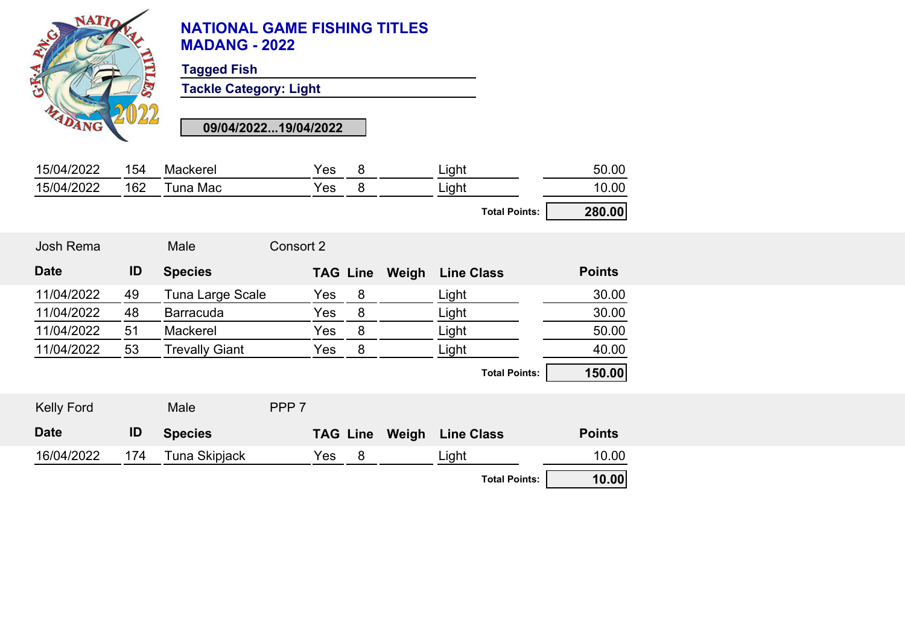# NATIONAL GAME FISHING TITLES
# MADANG - 2022

**Tagged Fish**

**Tackle Category: Light**

**09/04/2022...19/04/2022**

| Date | ID | Species | TAG | Line | Weigh | Line Class | Points |
|---|---|---|---|---|---|---|---|
| 15/04/2022 | 154 | Mackerel | Yes | 8 | | Light | 50.00 |
| 15/04/2022 | 162 | Tuna Mac | Yes | 8 | | Light | 10.00 |

**Total Points: 280.00**

Josh Rema — Male — Consort 2

| Date | ID | Species | TAG | Line | Weigh | Line Class | Points |
|---|---|---|---|---|---|---|---|
| 11/04/2022 | 49 | Tuna Large Scale | Yes | 8 | | Light | 30.00 |
| 11/04/2022 | 48 | Barracuda | Yes | 8 | | Light | 30.00 |
| 11/04/2022 | 51 | Mackerel | Yes | 8 | | Light | 50.00 |
| 11/04/2022 | 53 | Trevally Giant | Yes | 8 | | Light | 40.00 |

**Total Points: 150.00**

Kelly Ford — Male — PPP 7

| Date | ID | Species | TAG | Line | Weigh | Line Class | Points |
|---|---|---|---|---|---|---|---|
| 16/04/2022 | 174 | Tuna Skipjack | Yes | 8 | | Light | 10.00 |

**Total Points: 10.00**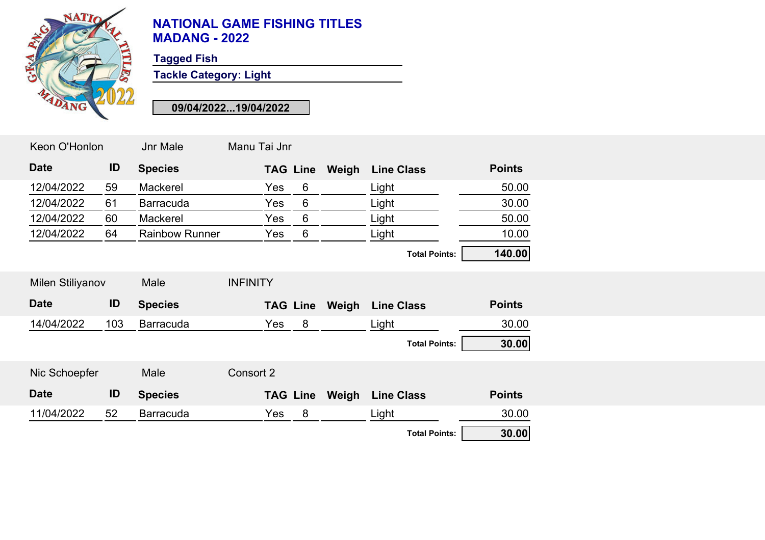# NATIONAL GAME FISHING TITLES
# MADANG - 2022

**Tagged Fish**

**Tackle Category: Light**

**09/04/2022...19/04/2022**

Keon O'Honlon | Jnr Male | Manu Tai Jnr

| Date | ID | Species | TAG | Line | Weigh | Line Class | Points |
|---|---|---|---|---|---|---|---|
| 12/04/2022 | 59 | Mackerel | Yes | 6 | | Light | 50.00 |
| 12/04/2022 | 61 | Barracuda | Yes | 6 | | Light | 30.00 |
| 12/04/2022 | 60 | Mackerel | Yes | 6 | | Light | 50.00 |
| 12/04/2022 | 64 | Rainbow Runner | Yes | 6 | | Light | 10.00 |
| | | | | | | **Total Points:** | **140.00** |

Milen Stiliyanov | Male | INFINITY

| Date | ID | Species | TAG | Line | Weigh | Line Class | Points |
|---|---|---|---|---|---|---|---|
| 14/04/2022 | 103 | Barracuda | Yes | 8 | | Light | 30.00 |
| | | | | | | **Total Points:** | **30.00** |

Nic Schoepfer | Male | Consort 2

| Date | ID | Species | TAG | Line | Weigh | Line Class | Points |
|---|---|---|---|---|---|---|---|
| 11/04/2022 | 52 | Barracuda | Yes | 8 | | Light | 30.00 |
| | | | | | | **Total Points:** | **30.00** |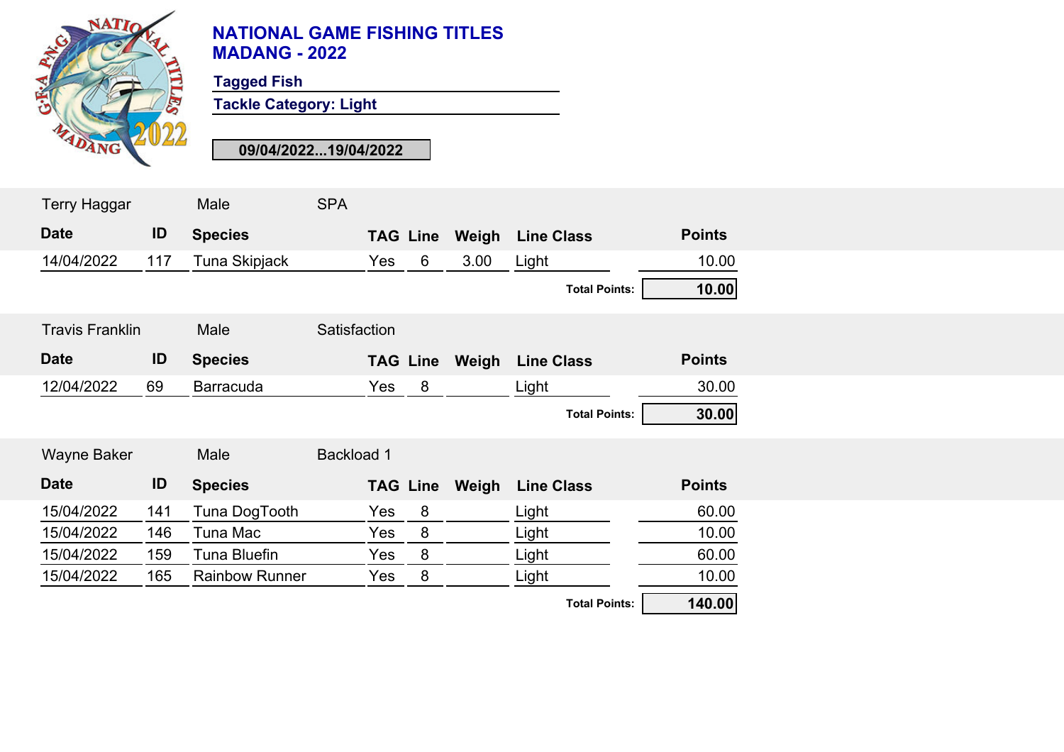# NATIONAL GAME FISHING TITLES
# MADANG - 2022

**Tagged Fish**

**Tackle Category: Light**

**09/04/2022...19/04/2022**

Terry Haggar | Male | SPA

| Date | ID | Species | TAG | Line | Weigh | Line Class | Points |
|---|---|---|---|---|---|---|---|
| 14/04/2022 | 117 | Tuna Skipjack | Yes | 6 | 3.00 | Light | 10.00 |

**Total Points: 10.00**

Travis Franklin | Male | Satisfaction

| Date | ID | Species | TAG | Line | Weigh | Line Class | Points |
|---|---|---|---|---|---|---|---|
| 12/04/2022 | 69 | Barracuda | Yes | 8 | | Light | 30.00 |

**Total Points: 30.00**

Wayne Baker | Male | Backload 1

| Date | ID | Species | TAG | Line | Weigh | Line Class | Points |
|---|---|---|---|---|---|---|---|
| 15/04/2022 | 141 | Tuna DogTooth | Yes | 8 | | Light | 60.00 |
| 15/04/2022 | 146 | Tuna Mac | Yes | 8 | | Light | 10.00 |
| 15/04/2022 | 159 | Tuna Bluefin | Yes | 8 | | Light | 60.00 |
| 15/04/2022 | 165 | Rainbow Runner | Yes | 8 | | Light | 10.00 |

**Total Points: 140.00**